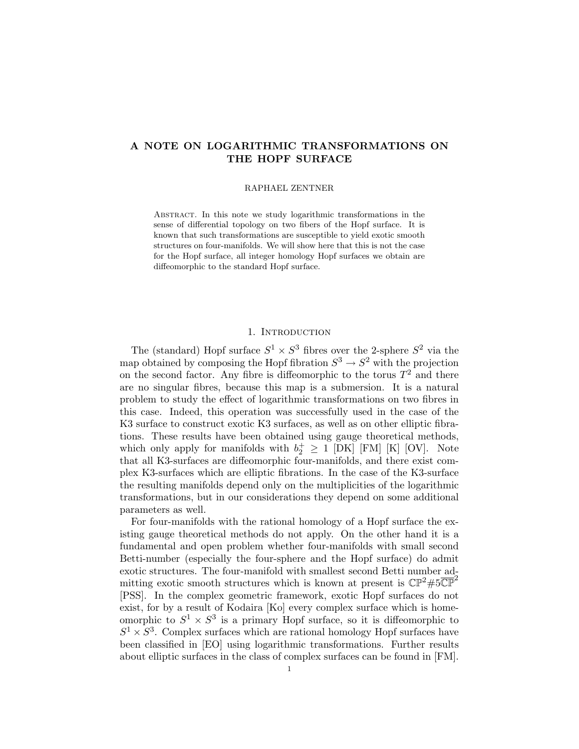# A NOTE ON LOGARITHMIC TRANSFORMATIONS ON THE HOPF SURFACE

RAPHAEL ZENTNER

Abstract. In this note we study logarithmic transformations in the sense of differential topology on two fibers of the Hopf surface. It is known that such transformations are susceptible to yield exotic smooth structures on four-manifolds. We will show here that this is not the case for the Hopf surface, all integer homology Hopf surfaces we obtain are diffeomorphic to the standard Hopf surface.

## 1. Introduction

The (standard) Hopf surface $S^1 \times S^3$ fibres over the 2-sphere $S^2$ via the map obtained by composing the Hopf fibration $S^3 \to S^2$ with the projection on the second factor. Any fibre is diffeomorphic to the torus $T^2$ and there are no singular fibres, because this map is a submersion. It is a natural problem to study the effect of logarithmic transformations on two fibres in this case. Indeed, this operation was successfully used in the case of the K3 surface to construct exotic K3 surfaces, as well as on other elliptic fibrations. These results have been obtained using gauge theoretical methods, which only apply for manifolds with $b_2^+ \geq 1$ [DK] [FM] [K] [OV]. Note that all K3-surfaces are diffeomorphic four-manifolds, and there exist complex K3-surfaces which are elliptic fibrations. In the case of the K3-surface the resulting manifolds depend only on the multiplicities of the logarithmic transformations, but in our considerations they depend on some additional parameters as well.

For four-manifolds with the rational homology of a Hopf surface the existing gauge theoretical methods do not apply. On the other hand it is a fundamental and open problem whether four-manifolds with small second Betti-number (especially the four-sphere and the Hopf surface) do admit exotic structures. The four-manifold with smallest second Betti number admitting exotic smooth structures which is known at present is $\mathbb{CP}^2 \# 5\overline{\mathbb{CP}}^2$ [PSS]. In the complex geometric framework, exotic Hopf surfaces do not exist, for by a result of Kodaira [Ko] every complex surface which is homeomorphic to $S^1 \times S^3$ is a primary Hopf surface, so it is diffeomorphic to $S^1 \times S^3$. Complex surfaces which are rational homology Hopf surfaces have been classified in [EO] using logarithmic transformations. Further results about elliptic surfaces in the class of complex surfaces can be found in [FM].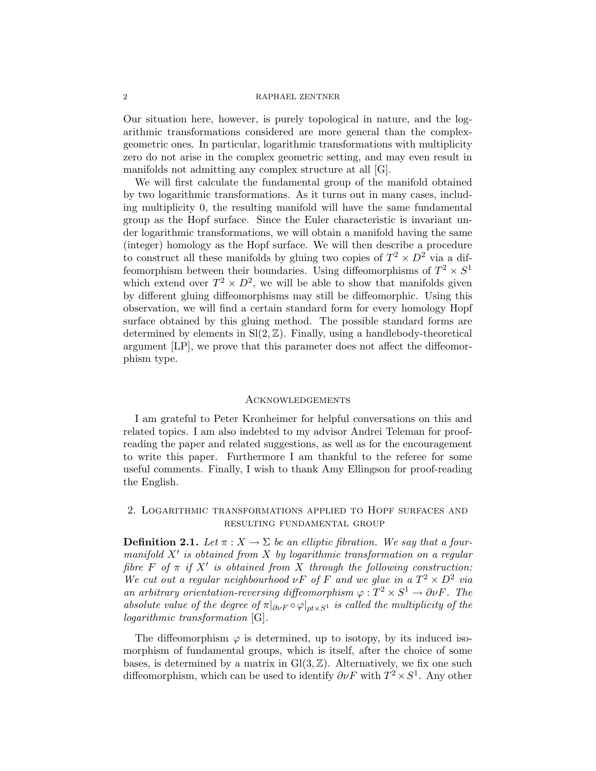Our situation here, however, is purely topological in nature, and the logarithmic transformations considered are more general than the complex-geometric ones. In particular, logarithmic transformations with multiplicity zero do not arise in the complex geometric setting, and may even result in manifolds not admitting any complex structure at all [G].

We will first calculate the fundamental group of the manifold obtained by two logarithmic transformations. As it turns out in many cases, including multiplicity 0, the resulting manifold will have the same fundamental group as the Hopf surface. Since the Euler characteristic is invariant under logarithmic transformations, we will obtain a manifold having the same (integer) homology as the Hopf surface. We will then describe a procedure to construct all these manifolds by gluing two copies of $T^2 \times D^2$ via a diffeomorphism between their boundaries. Using diffeomorphisms of $T^2 \times S^1$ which extend over $T^2 \times D^2$, we will be able to show that manifolds given by different gluing diffeomorphisms may still be diffeomorphic. Using this observation, we will find a certain standard form for every homology Hopf surface obtained by this gluing method. The possible standard forms are determined by elements in $\mathrm{Sl}(2, \mathbb{Z})$. Finally, using a handlebody-theoretical argument [LP], we prove that this parameter does not affect the diffeomorphism type.

## Acknowledgements

I am grateful to Peter Kronheimer for helpful conversations on this and related topics. I am also indebted to my advisor Andrei Teleman for proof-reading the paper and related suggestions, as well as for the encouragement to write this paper. Furthermore I am thankful to the referee for some useful comments. Finally, I wish to thank Amy Ellingson for proof-reading the English.

## 2. Logarithmic transformations applied to Hopf surfaces and resulting fundamental group

**Definition 2.1.** *Let $\pi : X \to \Sigma$ be an elliptic fibration. We say that a four-manifold $X'$ is obtained from $X$ by logarithmic transformation on a regular fibre $F$ of $\pi$ if $X'$ is obtained from $X$ through the following construction: We cut out a regular neighbourhood $\nu F$ of $F$ and we glue in a $T^2 \times D^2$ via an arbitrary orientation-reversing diffeomorphism $\varphi : T^2 \times S^1 \to \partial \nu F$. The absolute value of the degree of $\pi|_{\partial \nu F} \circ \varphi|_{pt \times S^1}$ is called the multiplicity of the logarithmic transformation* [G].

The diffeomorphism $\varphi$ is determined, up to isotopy, by its induced isomorphism of fundamental groups, which is itself, after the choice of some bases, is determined by a matrix in $\mathrm{Gl}(3, \mathbb{Z})$. Alternatively, we fix one such diffeomorphism, which can be used to identify $\partial \nu F$ with $T^2 \times S^1$. Any other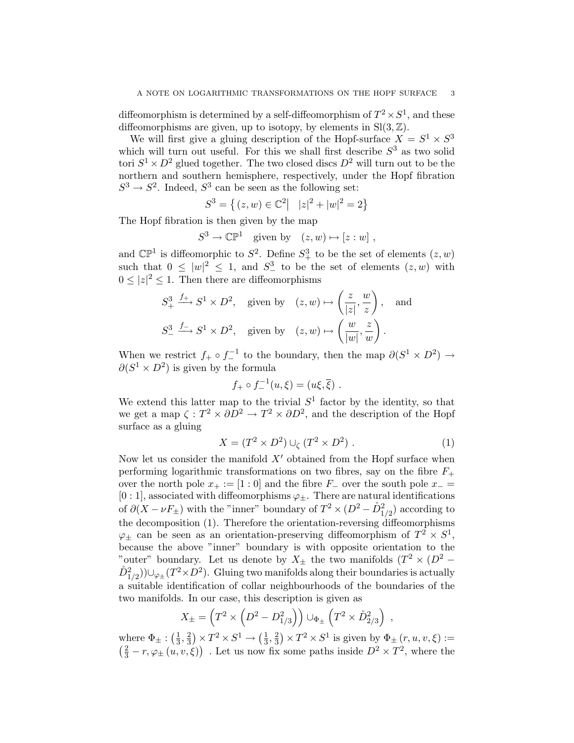diffeomorphism is determined by a self-diffeomorphism of $T^2 \times S^1$, and these diffeomorphisms are given, up to isotopy, by elements in $\mathrm{Sl}(3, \mathbb{Z})$.

We will first give a gluing description of the Hopf-surface $X = S^1 \times S^3$ which will turn out useful. For this we shall first describe $S^3$ as two solid tori $S^1 \times D^2$ glued together. The two closed discs $D^2$ will turn out to be the northern and southern hemisphere, respectively, under the Hopf fibration $S^3 \to S^2$. Indeed, $S^3$ can be seen as the following set:

$$S^3 = \left\{ (z, w) \in \mathbb{C}^2 \middle| \quad |z|^2 + |w|^2 = 2 \right\}$$

The Hopf fibration is then given by the map

$$S^3 \to \mathbb{CP}^1 \quad \text{given by} \quad (z, w) \mapsto [z : w] \ ,$$

and $\mathbb{CP}^1$ is diffeomorphic to $S^2$. Define $S^3_+$ to be the set of elements $(z, w)$ such that $0 \leq |w|^2 \leq 1$, and $S^3_-$ to be the set of elements $(z, w)$ with $0 \leq |z|^2 \leq 1$. Then there are diffeomorphisms

$$S^3_+ \xrightarrow{f_+} S^1 \times D^2, \quad \text{given by} \quad (z, w) \mapsto \left( \frac{z}{|z|}, \frac{w}{z} \right), \quad \text{and}$$

$$S^3_- \xrightarrow{f_-} S^1 \times D^2, \quad \text{given by} \quad (z, w) \mapsto \left( \frac{w}{|w|}, \frac{z}{w} \right).$$

When we restrict $f_+ \circ f_-^{-1}$ to the boundary, then the map $\partial(S^1 \times D^2) \to \partial(S^1 \times D^2)$ is given by the formula

$$f_+ \circ f_-^{-1}(u, \xi) = (u\xi, \overline{\xi}) \ .$$

We extend this latter map to the trivial $S^1$ factor by the identity, so that we get a map $\zeta : T^2 \times \partial D^2 \to T^2 \times \partial D^2$, and the description of the Hopf surface as a gluing

$$X = (T^2 \times D^2) \cup_\zeta (T^2 \times D^2) \ . \tag{1}$$

Now let us consider the manifold $X'$ obtained from the Hopf surface when performing logarithmic transformations on two fibres, say on the fibre $F_+$ over the north pole $x_+ := [1 : 0]$ and the fibre $F_-$ over the south pole $x_- = [0 : 1]$, associated with diffeomorphisms $\varphi_\pm$. There are natural identifications of $\partial(X - \nu F_\pm)$ with the "inner" boundary of $T^2 \times (D^2 - \mathring{D}^2_{1/2})$ according to the decomposition (1). Therefore the orientation-reversing diffeomorphisms $\varphi_\pm$ can be seen as an orientation-preserving diffeomorphism of $T^2 \times S^1$, because the above "inner" boundary is with opposite orientation to the "outer" boundary. Let us denote by $X_\pm$ the two manifolds $(T^2 \times (D^2 - \mathring{D}^2_{1/2})) \cup_{\varphi_\pm} (T^2 \times D^2)$. Gluing two manifolds along their boundaries is actually a suitable identification of collar neighbourhoods of the boundaries of the two manifolds. In our case, this description is given as

$$X_\pm = \left( T^2 \times \left( D^2 - D^2_{1/3} \right) \right) \cup_{\Phi_\pm} \left( T^2 \times \mathring{D}^2_{2/3} \right) \ ,$$

where $\Phi_\pm : \left(\frac{1}{3}, \frac{2}{3}\right) \times T^2 \times S^1 \to \left(\frac{1}{3}, \frac{2}{3}\right) \times T^2 \times S^1$ is given by $\Phi_\pm\left(r, u, v, \xi\right) := \left(\frac{2}{3} - r, \varphi_\pm\left(u, v, \xi\right)\right)$ . Let us now fix some paths inside $D^2 \times T^2$, where the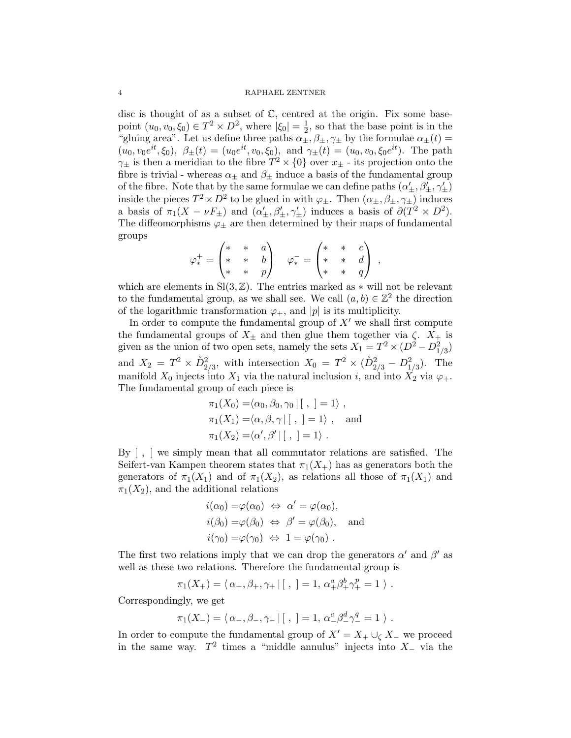disc is thought of as a subset of $\mathbb{C}$, centred at the origin. Fix some base-point $(u_0, v_0, \xi_0) \in T^2 \times D^2$, where $|\xi_0| = \frac{1}{2}$, so that the base point is in the "gluing area". Let us define three paths $\alpha_\pm, \beta_\pm, \gamma_\pm$ by the formulae $\alpha_\pm(t) = (u_0, v_0 e^{it}, \xi_0)$, $\beta_\pm(t) = (u_0 e^{it}, v_0, \xi_0)$, and $\gamma_\pm(t) = (u_0, v_0, \xi_0 e^{it})$. The path $\gamma_\pm$ is then a meridian to the fibre $T^2 \times \{0\}$ over $x_\pm$ - its projection onto the fibre is trivial - whereas $\alpha_\pm$ and $\beta_\pm$ induce a basis of the fundamental group of the fibre. Note that by the same formulae we can define paths $(\alpha'_\pm, \beta'_\pm, \gamma'_\pm)$ inside the pieces $T^2 \times D^2$ to be glued in with $\varphi_\pm$. Then $(\alpha_\pm, \beta_\pm, \gamma_\pm)$ induces a basis of $\pi_1(X - \nu F_\pm)$ and $(\alpha'_\pm, \beta'_\pm, \gamma'_\pm)$ induces a basis of $\partial(T^2 \times D^2)$. The diffeomorphisms $\varphi_\pm$ are then determined by their maps of fundamental groups

$$\varphi^+_* = \begin{pmatrix} * & * & a \\ * & * & b \\ * & * & p \end{pmatrix} \quad \varphi^-_* = \begin{pmatrix} * & * & c \\ * & * & d \\ * & * & q \end{pmatrix} ,$$

which are elements in $\mathrm{Sl}(3, \mathbb{Z})$. The entries marked as $*$ will not be relevant to the fundamental group, as we shall see. We call $(a, b) \in \mathbb{Z}^2$ the direction of the logarithmic transformation $\varphi_+$, and $|p|$ is its multiplicity.

In order to compute the fundamental group of $X'$ we shall first compute the fundamental groups of $X_\pm$ and then glue them together via $\zeta$. $X_+$ is given as the union of two open sets, namely the sets $X_1 = T^2 \times (D^2 - D^2_{1/3})$ and $X_2 = T^2 \times \mathring{D}^2_{2/3}$, with intersection $X_0 = T^2 \times (\mathring{D}^2_{2/3} - D^2_{1/3})$. The manifold $X_0$ injects into $X_1$ via the natural inclusion $i$, and into $X_2$ via $\varphi_+$. The fundamental group of each piece is

$$\begin{aligned} \pi_1(X_0) &= \langle \alpha_0, \beta_0, \gamma_0 \,|\, [\ ,\ ] = 1 \rangle \ , \\ \pi_1(X_1) &= \langle \alpha, \beta, \gamma \,|\, [\ ,\ ] = 1 \rangle \ , \quad \text{and} \\ \pi_1(X_2) &= \langle \alpha', \beta' \,|\, [\ ,\ ] = 1 \rangle \ . \end{aligned}$$

By $[\ ,\ ]$ we simply mean that all commutator relations are satisfied. The Seifert-van Kampen theorem states that $\pi_1(X_+)$ has as generators both the generators of $\pi_1(X_1)$ and of $\pi_1(X_2)$, as relations all those of $\pi_1(X_1)$ and $\pi_1(X_2)$, and the additional relations

$$\begin{aligned} i(\alpha_0) &= \varphi(\alpha_0) \ \Leftrightarrow \ \alpha' = \varphi(\alpha_0), \\ i(\beta_0) &= \varphi(\beta_0) \ \Leftrightarrow \ \beta' = \varphi(\beta_0), \quad \text{and} \\ i(\gamma_0) &= \varphi(\gamma_0) \ \Leftrightarrow \ 1 = \varphi(\gamma_0) \ . \end{aligned}$$

The first two relations imply that we can drop the generators $\alpha'$ and $\beta'$ as well as these two relations. Therefore the fundamental group is

$$\pi_1(X_+) = \langle\, \alpha_+, \beta_+, \gamma_+ \,|\, [\ ,\ ] = 1, \ \alpha_+^a \beta_+^b \gamma_+^p = 1 \,\rangle \ .$$

Correspondingly, we get

$$\pi_1(X_-) = \langle\, \alpha_-, \beta_-, \gamma_- \,|\, [\ ,\ ] = 1, \ \alpha_-^c \beta_-^d \gamma_-^q = 1 \,\rangle \ .$$

In order to compute the fundamental group of $X' = X_+ \cup_\zeta X_-$ we proceed in the same way. $T^2$ times a "middle annulus" injects into $X_-$ via the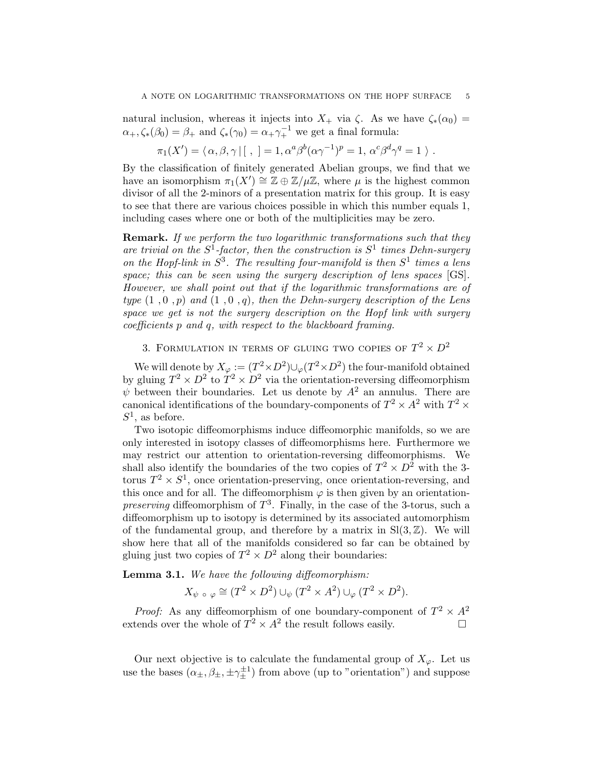natural inclusion, whereas it injects into $X_+$ via $\zeta$. As we have $\zeta_*(\alpha_0) = \alpha_+, \zeta_*(\beta_0) = \beta_+$ and $\zeta_*(\gamma_0) = \alpha_+\gamma_+^{-1}$ we get a final formula:

$$\pi_1(X') = \langle\, \alpha, \beta, \gamma \,|\, [\ ,\ ] = 1, \alpha^a\beta^b(\alpha\gamma^{-1})^p = 1,\ \alpha^c\beta^d\gamma^q = 1 \,\rangle\ .$$

By the classification of finitely generated Abelian groups, we find that we have an isomorphism $\pi_1(X') \cong \mathbb{Z} \oplus \mathbb{Z}/\mu\mathbb{Z}$, where $\mu$ is the highest common divisor of all the 2-minors of a presentation matrix for this group. It is easy to see that there are various choices possible in which this number equals 1, including cases where one or both of the multiplicities may be zero.

**Remark.** *If we perform the two logarithmic transformations such that they are trivial on the $S^1$-factor, then the construction is $S^1$ times Dehn-surgery on the Hopf-link in $S^3$. The resulting four-manifold is then $S^1$ times a lens space; this can be seen using the surgery description of lens spaces* [GS]. *However, we shall point out that if the logarithmic transformations are of type $(1\ , 0\ , p)$ and $(1\ , 0\ , q)$, then the Dehn-surgery description of the Lens space we get is not the surgery description on the Hopf link with surgery coefficients $p$ and $q$, with respect to the blackboard framing.*

## 3. Formulation in terms of gluing two copies of $T^2 \times D^2$

We will denote by $X_\varphi := (T^2 \times D^2) \cup_\varphi (T^2 \times D^2)$ the four-manifold obtained by gluing $T^2 \times D^2$ to $T^2 \times D^2$ via the orientation-reversing diffeomorphism $\psi$ between their boundaries. Let us denote by $A^2$ an annulus. There are canonical identifications of the boundary-components of $T^2 \times A^2$ with $T^2 \times S^1$, as before.

Two isotopic diffeomorphisms induce diffeomorphic manifolds, so we are only interested in isotopy classes of diffeomorphisms here. Furthermore we may restrict our attention to orientation-reversing diffeomorphisms. We shall also identify the boundaries of the two copies of $T^2 \times D^2$ with the 3-torus $T^2 \times S^1$, once orientation-preserving, once orientation-reversing, and this once and for all. The diffeomorphism $\varphi$ is then given by an orientation-*preserving* diffeomorphism of $T^3$. Finally, in the case of the 3-torus, such a diffeomorphism up to isotopy is determined by its associated automorphism of the fundamental group, and therefore by a matrix in $\mathrm{Sl}(3, \mathbb{Z})$. We will show here that all of the manifolds considered so far can be obtained by gluing just two copies of $T^2 \times D^2$ along their boundaries:

**Lemma 3.1.** *We have the following diffeomorphism:*

$$X_{\psi\ \circ\ \varphi} \cong (T^2 \times D^2) \cup_\psi (T^2 \times A^2) \cup_\varphi (T^2 \times D^2).$$

*Proof:* As any diffeomorphism of one boundary-component of $T^2 \times A^2$ extends over the whole of $T^2 \times A^2$ the result follows easily. □

Our next objective is to calculate the fundamental group of $X_\varphi$. Let us use the bases $(\alpha_\pm, \beta_\pm, \pm\gamma_\pm^{\pm 1})$ from above (up to "orientation") and suppose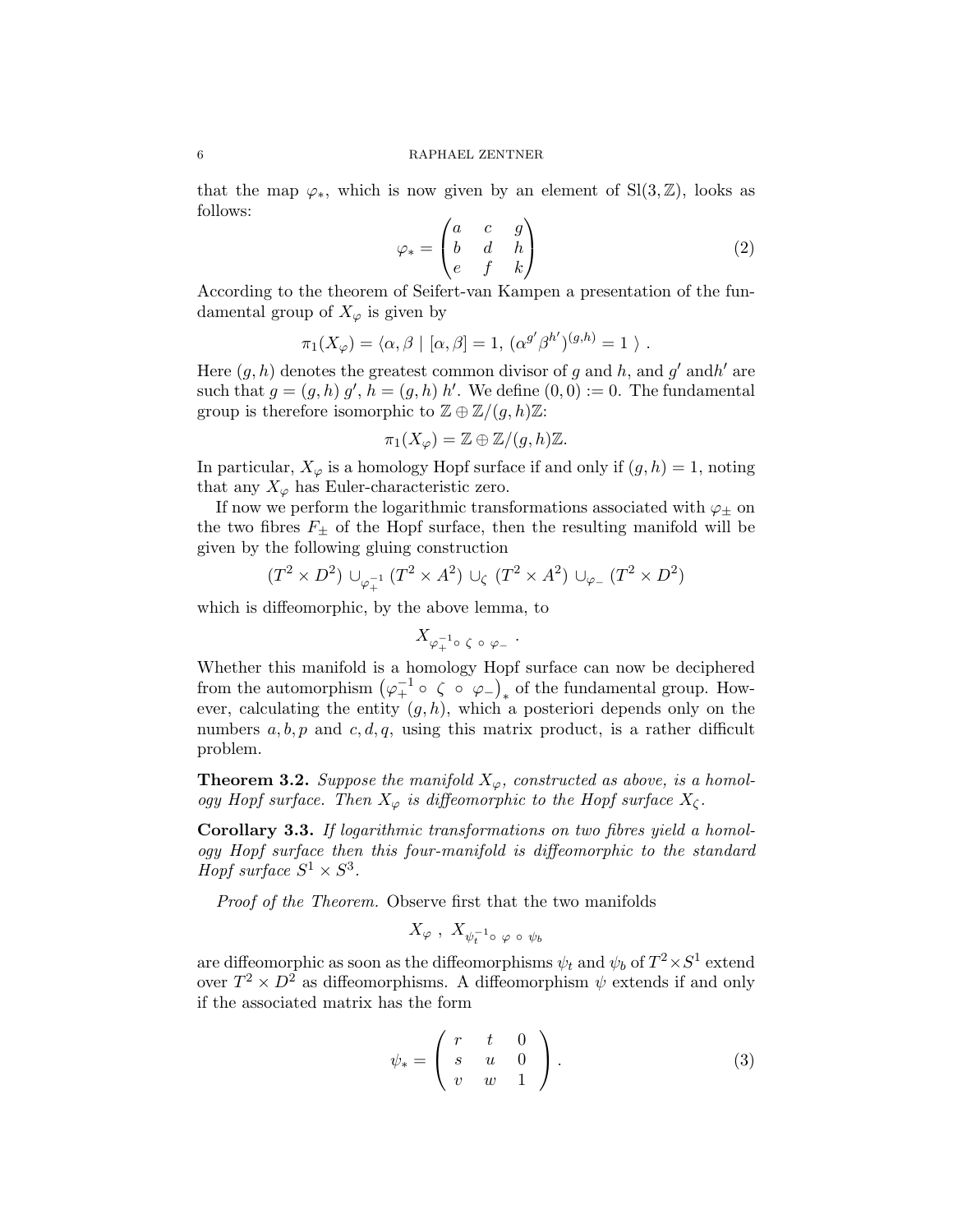that the map $\varphi_*$, which is now given by an element of $\mathrm{Sl}(3,\mathbb{Z})$, looks as follows:

$$\varphi_* = \begin{pmatrix} a & c & g \\ b & d & h \\ e & f & k \end{pmatrix} \tag{2}$$

According to the theorem of Seifert-van Kampen a presentation of the fundamental group of $X_\varphi$ is given by

$$\pi_1(X_\varphi) = \langle \alpha, \beta \mid [\alpha, \beta] = 1, \, (\alpha^{g'} \beta^{h'})^{(g,h)} = 1 \; \rangle \; .$$

Here $(g,h)$ denotes the greatest common divisor of $g$ and $h$, and $g'$ and$h'$ are such that $g = (g,h)\, g'$, $h = (g,h)\, h'$. We define $(0,0) := 0$. The fundamental group is therefore isomorphic to $\mathbb{Z} \oplus \mathbb{Z}/(g,h)\mathbb{Z}$:

$$\pi_1(X_\varphi) = \mathbb{Z} \oplus \mathbb{Z}/(g,h)\mathbb{Z}.$$

In particular, $X_\varphi$ is a homology Hopf surface if and only if $(g,h) = 1$, noting that any $X_\varphi$ has Euler-characteristic zero.

If now we perform the logarithmic transformations associated with $\varphi_\pm$ on the two fibres $F_\pm$ of the Hopf surface, then the resulting manifold will be given by the following gluing construction

$$(T^2 \times D^2) \cup_{\varphi_+^{-1}} (T^2 \times A^2) \cup_\zeta (T^2 \times A^2) \cup_{\varphi_-} (T^2 \times D^2)$$

which is diffeomorphic, by the above lemma, to

$$X_{\varphi_+^{-1} \circ \, \zeta \, \circ \, \varphi_-} \; .$$

Whether this manifold is a homology Hopf surface can now be deciphered from the automorphism $\left(\varphi_+^{-1} \circ \, \zeta \, \circ \, \varphi_-\right)_*$ of the fundamental group. However, calculating the entity $(g,h)$, which a posteriori depends only on the numbers $a, b, p$ and $c, d, q$, using this matrix product, is a rather difficult problem.

**Theorem 3.2.** *Suppose the manifold $X_\varphi$, constructed as above, is a homology Hopf surface. Then $X_\varphi$ is diffeomorphic to the Hopf surface $X_\zeta$.*

**Corollary 3.3.** *If logarithmic transformations on two fibres yield a homology Hopf surface then this four-manifold is diffeomorphic to the standard Hopf surface $S^1 \times S^3$.*

*Proof of the Theorem.* Observe first that the two manifolds

$$X_\varphi \; , \; X_{\psi_t^{-1} \circ \, \varphi \, \circ \, \psi_b}$$

are diffeomorphic as soon as the diffeomorphisms $\psi_t$ and $\psi_b$ of $T^2 \times S^1$ extend over $T^2 \times D^2$ as diffeomorphisms. A diffeomorphism $\psi$ extends if and only if the associated matrix has the form

$$\psi_* = \left( \begin{array}{ccc} r & t & 0 \\ s & u & 0 \\ v & w & 1 \end{array} \right) . \tag{3}$$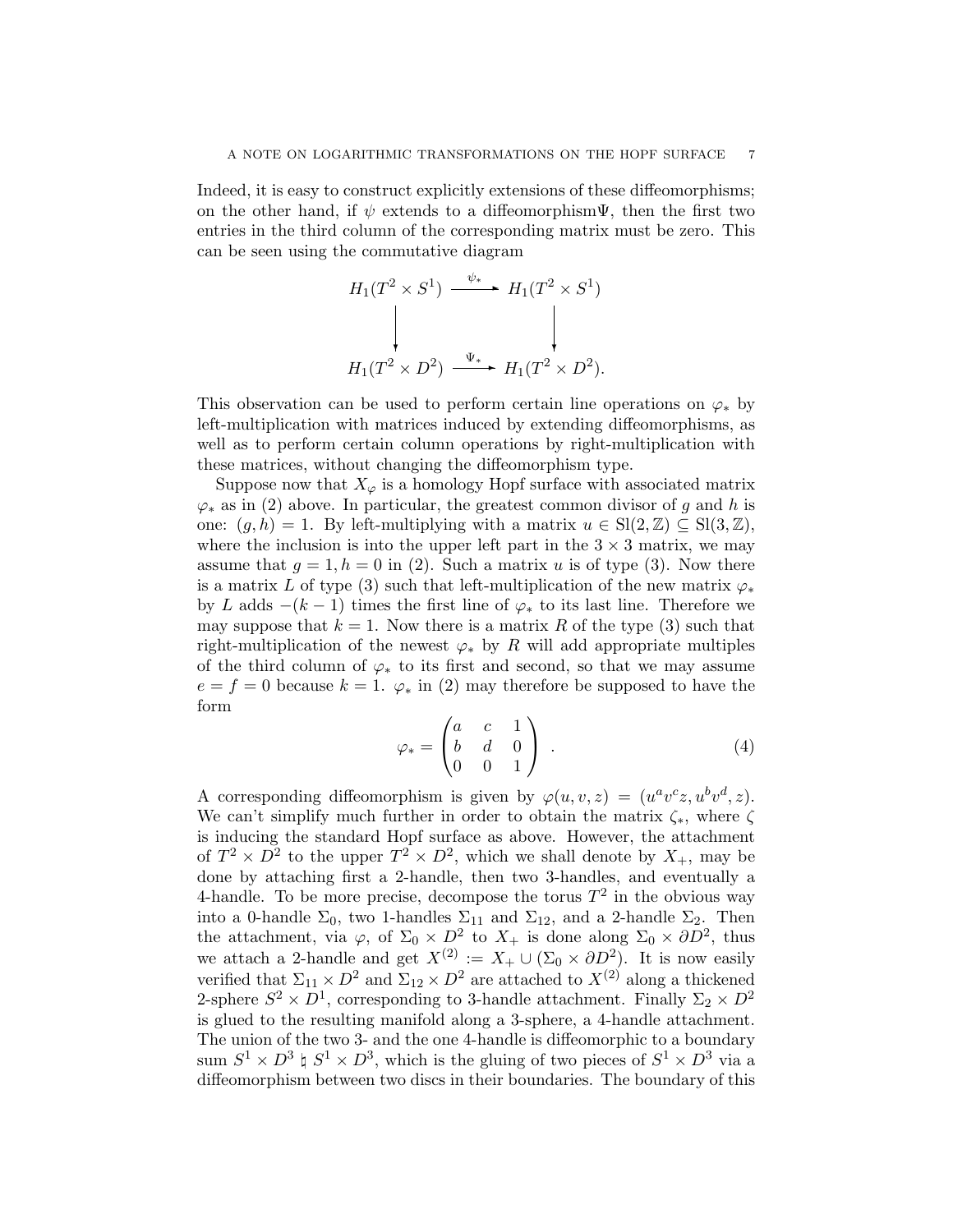Indeed, it is easy to construct explicitly extensions of these diffeomorphisms; on the other hand, if $\psi$ extends to a diffeomorphism$\Psi$, then the first two entries in the third column of the corresponding matrix must be zero. This can be seen using the commutative diagram

$$\begin{array}{ccc} H_1(T^2 \times S^1) & \xrightarrow{\psi_*} & H_1(T^2 \times S^1) \\ \downarrow & & \downarrow \\ H_1(T^2 \times D^2) & \xrightarrow{\Psi_*} & H_1(T^2 \times D^2). \end{array}$$

This observation can be used to perform certain line operations on $\varphi_*$ by left-multiplication with matrices induced by extending diffeomorphisms, as well as to perform certain column operations by right-multiplication with these matrices, without changing the diffeomorphism type.

Suppose now that $X_\varphi$ is a homology Hopf surface with associated matrix $\varphi_*$ as in (2) above. In particular, the greatest common divisor of $g$ and $h$ is one: $(g, h) = 1$. By left-multiplying with a matrix $u \in \mathrm{Sl}(2, \mathbb{Z}) \subseteq \mathrm{Sl}(3, \mathbb{Z})$, where the inclusion is into the upper left part in the $3 \times 3$ matrix, we may assume that $g = 1, h = 0$ in (2). Such a matrix $u$ is of type (3). Now there is a matrix $L$ of type (3) such that left-multiplication of the new matrix $\varphi_*$ by $L$ adds $-(k-1)$ times the first line of $\varphi_*$ to its last line. Therefore we may suppose that $k = 1$. Now there is a matrix $R$ of the type (3) such that right-multiplication of the newest $\varphi_*$ by $R$ will add appropriate multiples of the third column of $\varphi_*$ to its first and second, so that we may assume $e = f = 0$ because $k = 1$. $\varphi_*$ in (2) may therefore be supposed to have the form

$$\varphi_* = \begin{pmatrix} a & c & 1 \\ b & d & 0 \\ 0 & 0 & 1 \end{pmatrix} . \tag{4}$$

A corresponding diffeomorphism is given by $\varphi(u, v, z) = (u^a v^c z, u^b v^d, z)$. We can't simplify much further in order to obtain the matrix $\zeta_*$, where $\zeta$ is inducing the standard Hopf surface as above. However, the attachment of $T^2 \times D^2$ to the upper $T^2 \times D^2$, which we shall denote by $X_+$, may be done by attaching first a 2-handle, then two 3-handles, and eventually a 4-handle. To be more precise, decompose the torus $T^2$ in the obvious way into a 0-handle $\Sigma_0$, two 1-handles $\Sigma_{11}$ and $\Sigma_{12}$, and a 2-handle $\Sigma_2$. Then the attachment, via $\varphi$, of $\Sigma_0 \times D^2$ to $X_+$ is done along $\Sigma_0 \times \partial D^2$, thus we attach a 2-handle and get $X^{(2)} := X_+ \cup (\Sigma_0 \times \partial D^2)$. It is now easily verified that $\Sigma_{11} \times D^2$ and $\Sigma_{12} \times D^2$ are attached to $X^{(2)}$ along a thickened 2-sphere $S^2 \times D^1$, corresponding to 3-handle attachment. Finally $\Sigma_2 \times D^2$ is glued to the resulting manifold along a 3-sphere, a 4-handle attachment. The union of the two 3- and the one 4-handle is diffeomorphic to a boundary sum $S^1 \times D^3 \natural S^1 \times D^3$, which is the gluing of two pieces of $S^1 \times D^3$ via a diffeomorphism between two discs in their boundaries. The boundary of this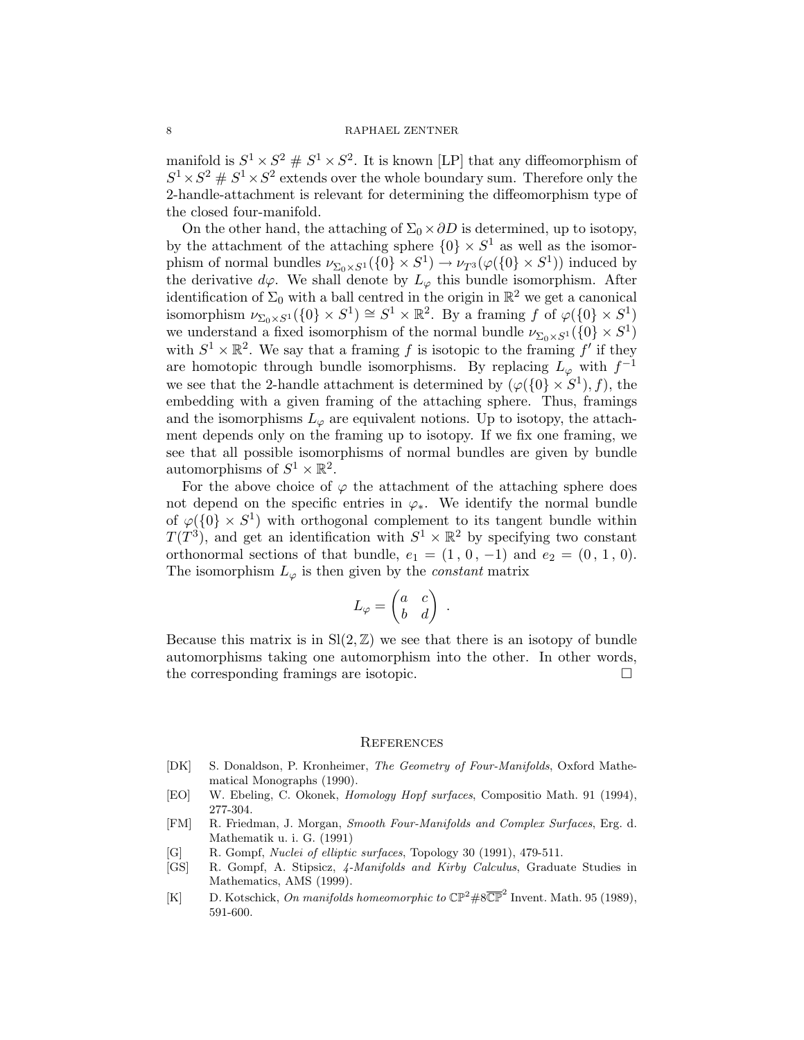manifold is $S^1 \times S^2 \# S^1 \times S^2$. It is known [LP] that any diffeomorphism of $S^1 \times S^2 \# S^1 \times S^2$ extends over the whole boundary sum. Therefore only the 2-handle-attachment is relevant for determining the diffeomorphism type of the closed four-manifold.

On the other hand, the attaching of $\Sigma_0 \times \partial D$ is determined, up to isotopy, by the attachment of the attaching sphere $\{0\} \times S^1$ as well as the isomorphism of normal bundles $\nu_{\Sigma_0 \times S^1}(\{0\} \times S^1) \to \nu_{T^3}(\varphi(\{0\} \times S^1))$ induced by the derivative $d\varphi$. We shall denote by $L_\varphi$ this bundle isomorphism. After identification of $\Sigma_0$ with a ball centred in the origin in $\mathbb{R}^2$ we get a canonical isomorphism $\nu_{\Sigma_0 \times S^1}(\{0\} \times S^1) \cong S^1 \times \mathbb{R}^2$. By a framing $f$ of $\varphi(\{0\} \times S^1)$ we understand a fixed isomorphism of the normal bundle $\nu_{\Sigma_0 \times S^1}(\{0\} \times S^1)$ with $S^1 \times \mathbb{R}^2$. We say that a framing $f$ is isotopic to the framing $f'$ if they are homotopic through bundle isomorphisms. By replacing $L_\varphi$ with $f^{-1}$ we see that the 2-handle attachment is determined by $(\varphi(\{0\} \times S^1), f)$, the embedding with a given framing of the attaching sphere. Thus, framings and the isomorphisms $L_\varphi$ are equivalent notions. Up to isotopy, the attachment depends only on the framing up to isotopy. If we fix one framing, we see that all possible isomorphisms of normal bundles are given by bundle automorphisms of $S^1 \times \mathbb{R}^2$.

For the above choice of $\varphi$ the attachment of the attaching sphere does not depend on the specific entries in $\varphi_*$. We identify the normal bundle of $\varphi(\{0\} \times S^1)$ with orthogonal complement to its tangent bundle within $T(T^3)$, and get an identification with $S^1 \times \mathbb{R}^2$ by specifying two constant orthonormal sections of that bundle, $e_1 = (1\,,\,0\,,\,-1)$ and $e_2 = (0\,,\,1\,,\,0)$. The isomorphism $L_\varphi$ is then given by the *constant* matrix

$$L_\varphi = \begin{pmatrix} a & c \\ b & d \end{pmatrix} .$$

Because this matrix is in $\mathrm{Sl}(2, \mathbb{Z})$ we see that there is an isotopy of bundle automorphisms taking one automorphism into the other. In other words, the corresponding framings are isotopic. □

## References

[DK] S. Donaldson, P. Kronheimer, *The Geometry of Four-Manifolds*, Oxford Mathematical Monographs (1990).

[EO] W. Ebeling, C. Okonek, *Homology Hopf surfaces*, Compositio Math. 91 (1994), 277-304.

[FM] R. Friedman, J. Morgan, *Smooth Four-Manifolds and Complex Surfaces*, Erg. d. Mathematik u. i. G. (1991)

[G] R. Gompf, *Nuclei of elliptic surfaces*, Topology 30 (1991), 479-511.

[GS] R. Gompf, A. Stipsicz, *4-Manifolds and Kirby Calculus*, Graduate Studies in Mathematics, AMS (1999).

[K] D. Kotschick, *On manifolds homeomorphic to* $\mathbb{CP}^2 \# 8\overline{\mathbb{CP}}^2$ Invent. Math. 95 (1989), 591-600.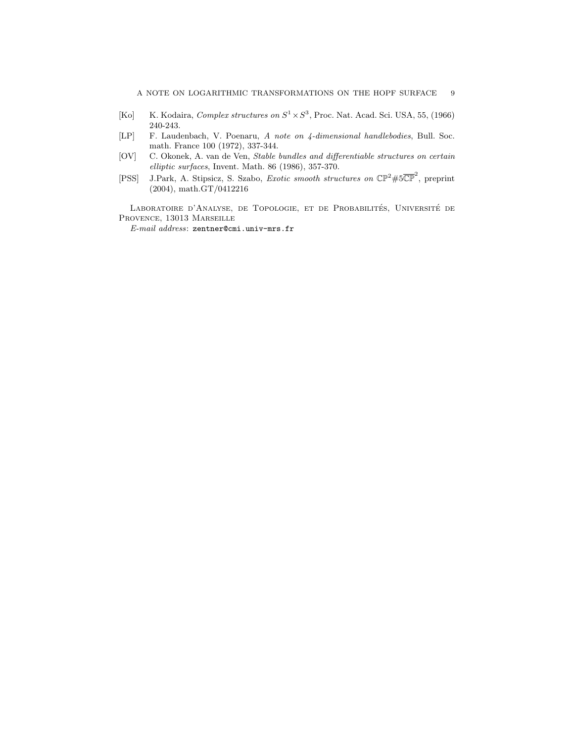[Ko] K. Kodaira, *Complex structures on $S^1 \times S^3$*, Proc. Nat. Acad. Sci. USA, 55, (1966) 240-243.

[LP] F. Laudenbach, V. Poenaru, *A note on 4-dimensional handlebodies*, Bull. Soc. math. France 100 (1972), 337-344.

[OV] C. Okonek, A. van de Ven, *Stable bundles and differentiable structures on certain elliptic surfaces*, Invent. Math. 86 (1986), 357-370.

[PSS] J.Park, A. Stipsicz, S. Szabo, *Exotic smooth structures on $\mathbb{CP}^2 \# 5\overline{\mathbb{CP}}^2$*, preprint (2004), math.GT/0412216

Laboratoire d'Analyse, de Topologie, et de Probabilités, Université de Provence, 13013 Marseille

*E-mail address*: zentner@cmi.univ-mrs.fr